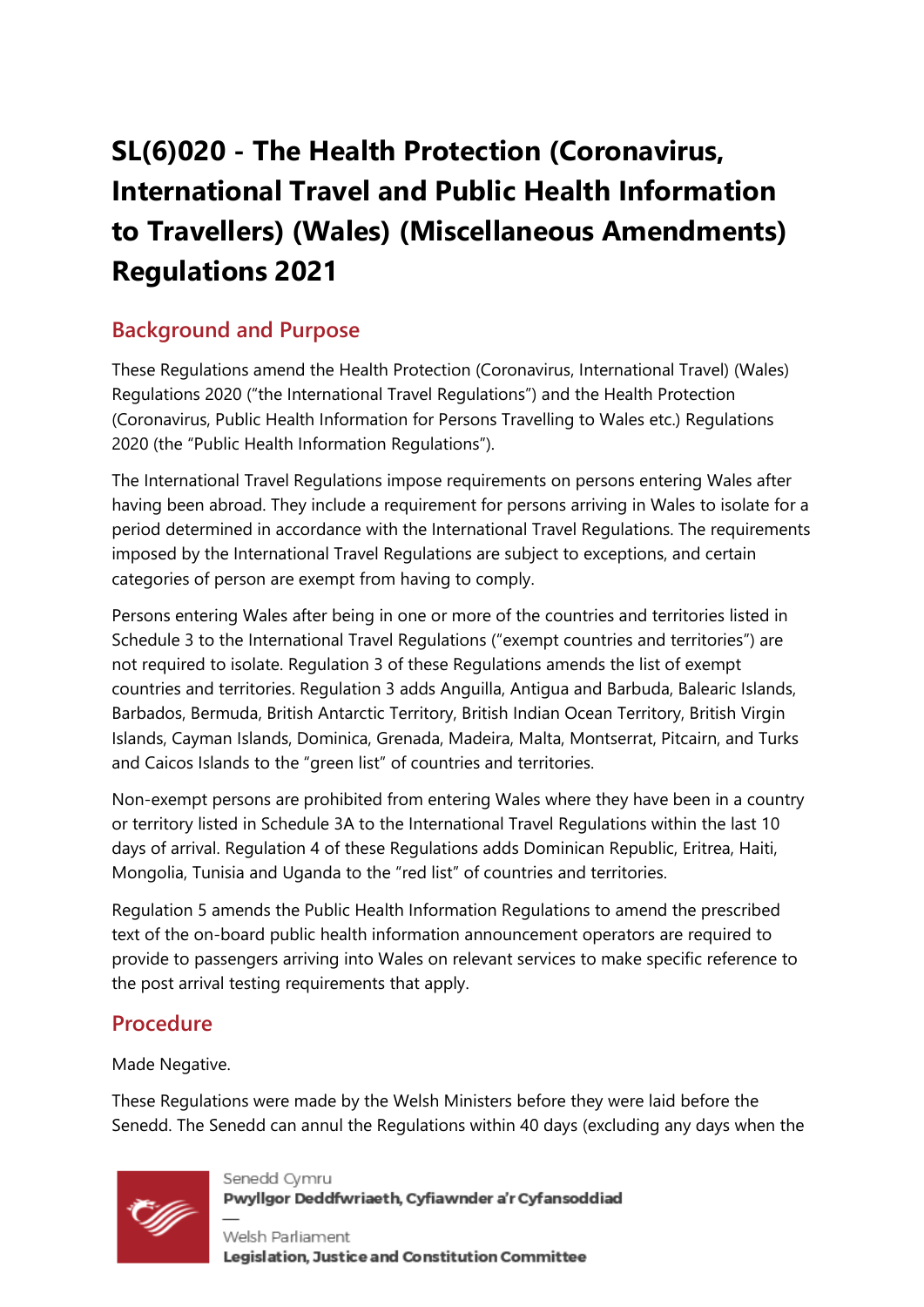# SL(6)020 - The Health Protection (Coronavirus, International Travel and Public Health Information to Travellers) (Wales) (Miscellaneous Amendments) Regulations 2021

## Background and Purpose

These Regulations amend the Health Protection (Coronavirus, International Travel) (Wales) Regulations 2020 ("the International Travel Regulations") and the Health Protection (Coronavirus, Public Health Information for Persons Travelling to Wales etc.) Regulations 2020 (the "Public Health Information Regulations").

The International Travel Regulations impose requirements on persons entering Wales after having been abroad. They include a requirement for persons arriving in Wales to isolate for a period determined in accordance with the International Travel Regulations. The requirements imposed by the International Travel Regulations are subject to exceptions, and certain categories of person are exempt from having to comply.

Persons entering Wales after being in one or more of the countries and territories listed in Schedule 3 to the International Travel Regulations ("exempt countries and territories") are not required to isolate. Regulation 3 of these Regulations amends the list of exempt countries and territories. Regulation 3 adds Anguilla, Antigua and Barbuda, Balearic Islands, Barbados, Bermuda, British Antarctic Territory, British Indian Ocean Territory, British Virgin Islands, Cayman Islands, Dominica, Grenada, Madeira, Malta, Montserrat, Pitcairn, and Turks and Caicos Islands to the "green list" of countries and territories.

Non-exempt persons are prohibited from entering Wales where they have been in a country or territory listed in Schedule 3A to the International Travel Regulations within the last 10 days of arrival. Regulation 4 of these Regulations adds Dominican Republic, Eritrea, Haiti, Mongolia, Tunisia and Uganda to the "red list" of countries and territories.

Regulation 5 amends the Public Health Information Regulations to amend the prescribed text of the on-board public health information announcement operators are required to provide to passengers arriving into Wales on relevant services to make specific reference to the post arrival testing requirements that apply.

## Procedure

Made Negative.

These Regulations were made by the Welsh Ministers before they were laid before the Senedd. The Senedd can annul the Regulations within 40 days (excluding any days when the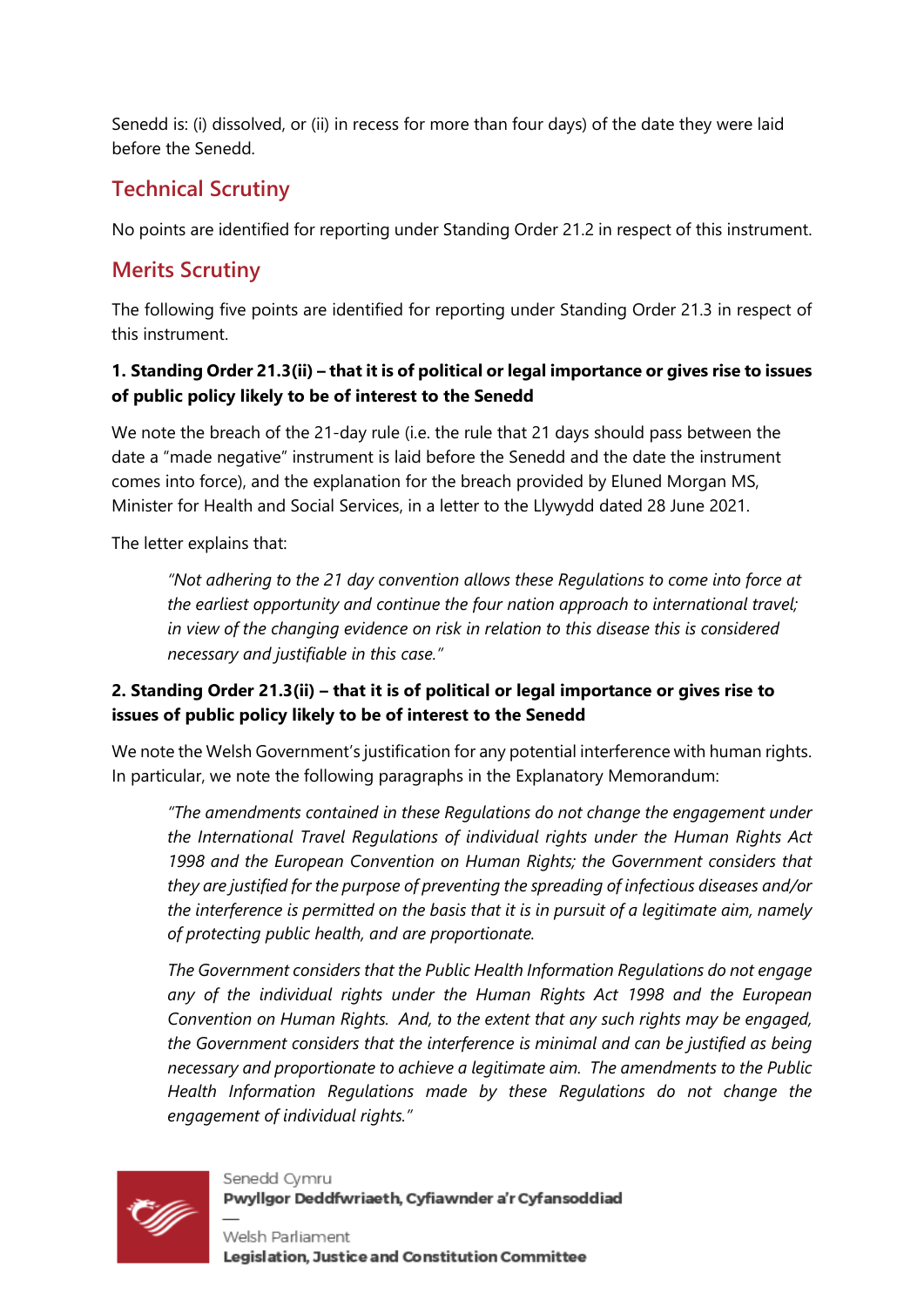Senedd is: (i) dissolved, or (ii) in recess for more than four days) of the date they were laid before the Senedd.

## Technical Scrutiny

No points are identified for reporting under Standing Order 21.2 in respect of this instrument.

## Merits Scrutiny

The following five points are identified for reporting under Standing Order 21.3 in respect of this instrument.

### 1. Standing Order 21.3(ii) – that it is of political or legal importance or gives rise to issues of public policy likely to be of interest to the Senedd

We note the breach of the 21-day rule (i.e. the rule that 21 days should pass between the date a "made negative" instrument is laid before the Senedd and the date the instrument comes into force), and the explanation for the breach provided by Eluned Morgan MS, Minister for Health and Social Services, in a letter to the Llywydd dated 28 June 2021.

The letter explains that:

> *"Not adhering to the 21 day convention allows these Regulations to come into force at the earliest opportunity and continue the four nation approach to international travel; in view of the changing evidence on risk in relation to this disease this is considered necessary and justifiable in this case."*

### 2. Standing Order 21.3(ii) – that it is of political or legal importance or gives rise to issues of public policy likely to be of interest to the Senedd

We note the Welsh Government's justification for any potential interference with human rights. In particular, we note the following paragraphs in the Explanatory Memorandum:

> *"The amendments contained in these Regulations do not change the engagement under the International Travel Regulations of individual rights under the Human Rights Act 1998 and the European Convention on Human Rights; the Government considers that they are justified for the purpose of preventing the spreading of infectious diseases and/or the interference is permitted on the basis that it is in pursuit of a legitimate aim, namely of protecting public health, and are proportionate.*
>
> *The Government considers that the Public Health Information Regulations do not engage any of the individual rights under the Human Rights Act 1998 and the European Convention on Human Rights. And, to the extent that any such rights may be engaged, the Government considers that the interference is minimal and can be justified as being necessary and proportionate to achieve a legitimate aim. The amendments to the Public Health Information Regulations made by these Regulations do not change the engagement of individual rights."*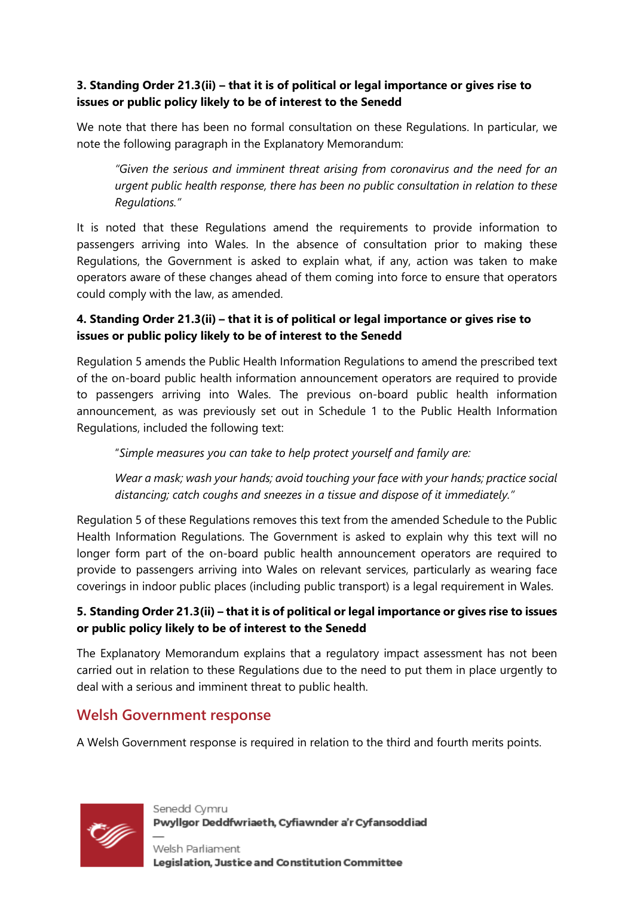**3. Standing Order 21.3(ii) – that it is of political or legal importance or gives rise to issues or public policy likely to be of interest to the Senedd**

We note that there has been no formal consultation on these Regulations. In particular, we note the following paragraph in the Explanatory Memorandum:

> *"Given the serious and imminent threat arising from coronavirus and the need for an urgent public health response, there has been no public consultation in relation to these Regulations."*

It is noted that these Regulations amend the requirements to provide information to passengers arriving into Wales. In the absence of consultation prior to making these Regulations, the Government is asked to explain what, if any, action was taken to make operators aware of these changes ahead of them coming into force to ensure that operators could comply with the law, as amended.

**4. Standing Order 21.3(ii) – that it is of political or legal importance or gives rise to issues or public policy likely to be of interest to the Senedd**

Regulation 5 amends the Public Health Information Regulations to amend the prescribed text of the on-board public health information announcement operators are required to provide to passengers arriving into Wales. The previous on-board public health information announcement, as was previously set out in Schedule 1 to the Public Health Information Regulations, included the following text:

> *"Simple measures you can take to help protect yourself and family are:*
>
> *Wear a mask; wash your hands; avoid touching your face with your hands; practice social distancing; catch coughs and sneezes in a tissue and dispose of it immediately."*

Regulation 5 of these Regulations removes this text from the amended Schedule to the Public Health Information Regulations. The Government is asked to explain why this text will no longer form part of the on-board public health announcement operators are required to provide to passengers arriving into Wales on relevant services, particularly as wearing face coverings in indoor public places (including public transport) is a legal requirement in Wales.

**5. Standing Order 21.3(ii) – that it is of political or legal importance or gives rise to issues or public policy likely to be of interest to the Senedd**

The Explanatory Memorandum explains that a regulatory impact assessment has not been carried out in relation to these Regulations due to the need to put them in place urgently to deal with a serious and imminent threat to public health.

## Welsh Government response

A Welsh Government response is required in relation to the third and fourth merits points.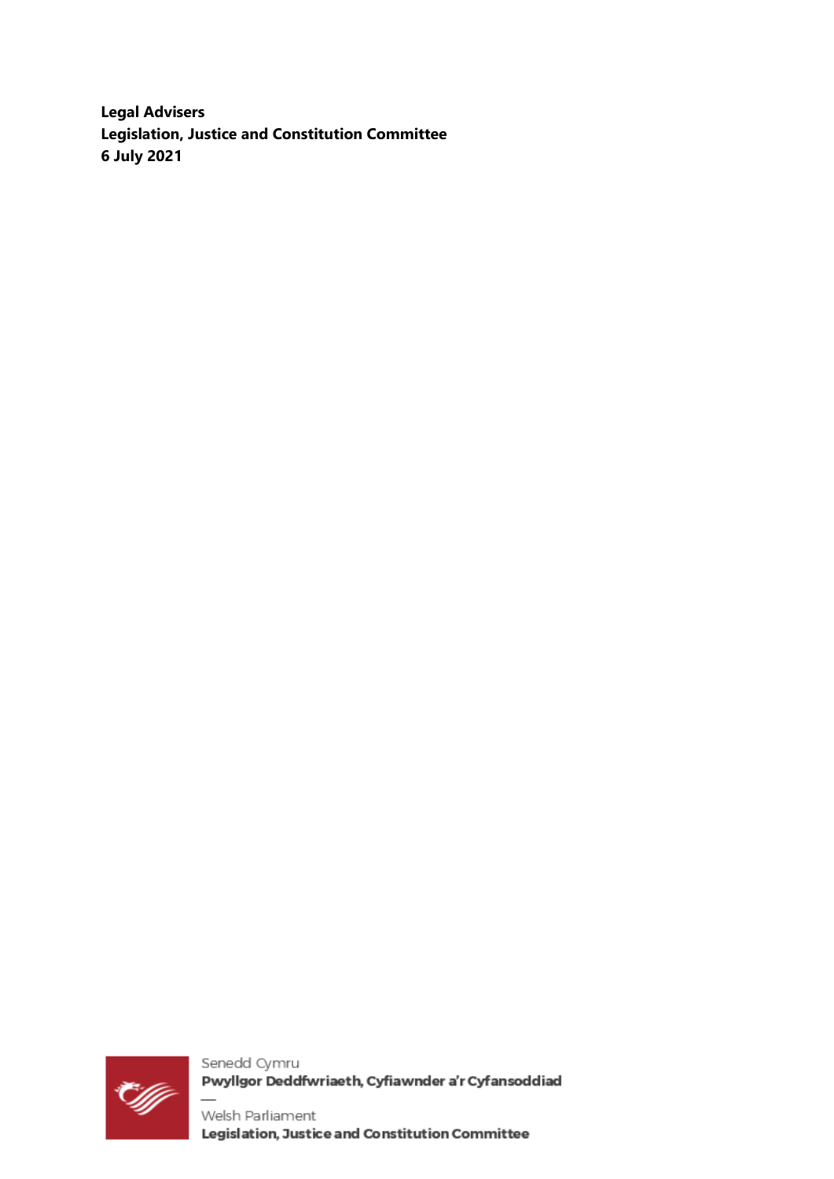**Legal Advisers**
**Legislation, Justice and Constitution Committee**
**6 July 2021**

Senedd Cymru
**Pwyllgor Deddfwriaeth, Cyfiawnder a'r Cyfansoddiad**

Welsh Parliament
**Legislation, Justice and Constitution Committee**